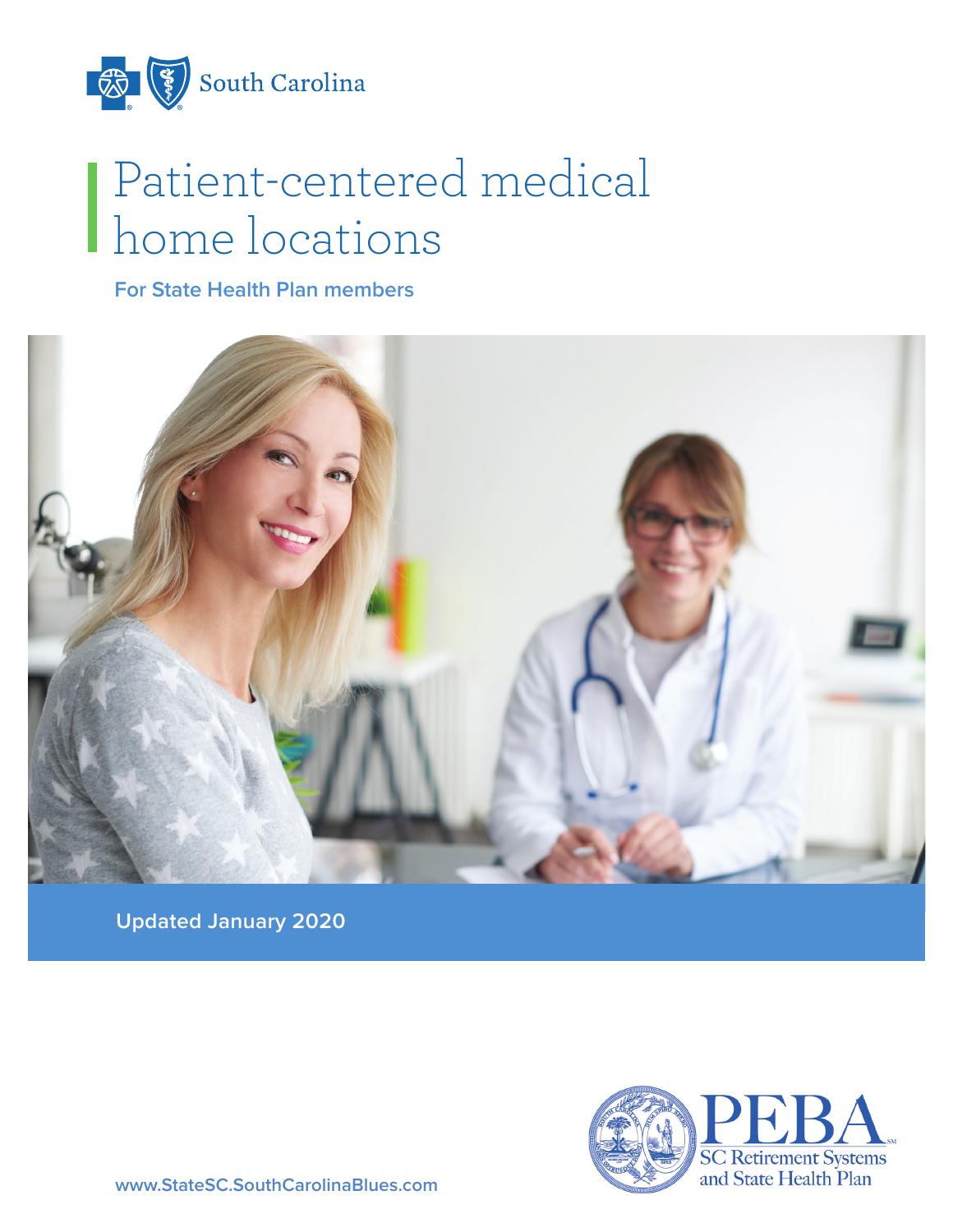South Carolina

# Patient-centered medical home locations

**For State Health Plan members**

**Updated January 2020**

www.StateSC.SouthCarolinaBlues.com

PEBA
SC Retirement Systems and State Health Plan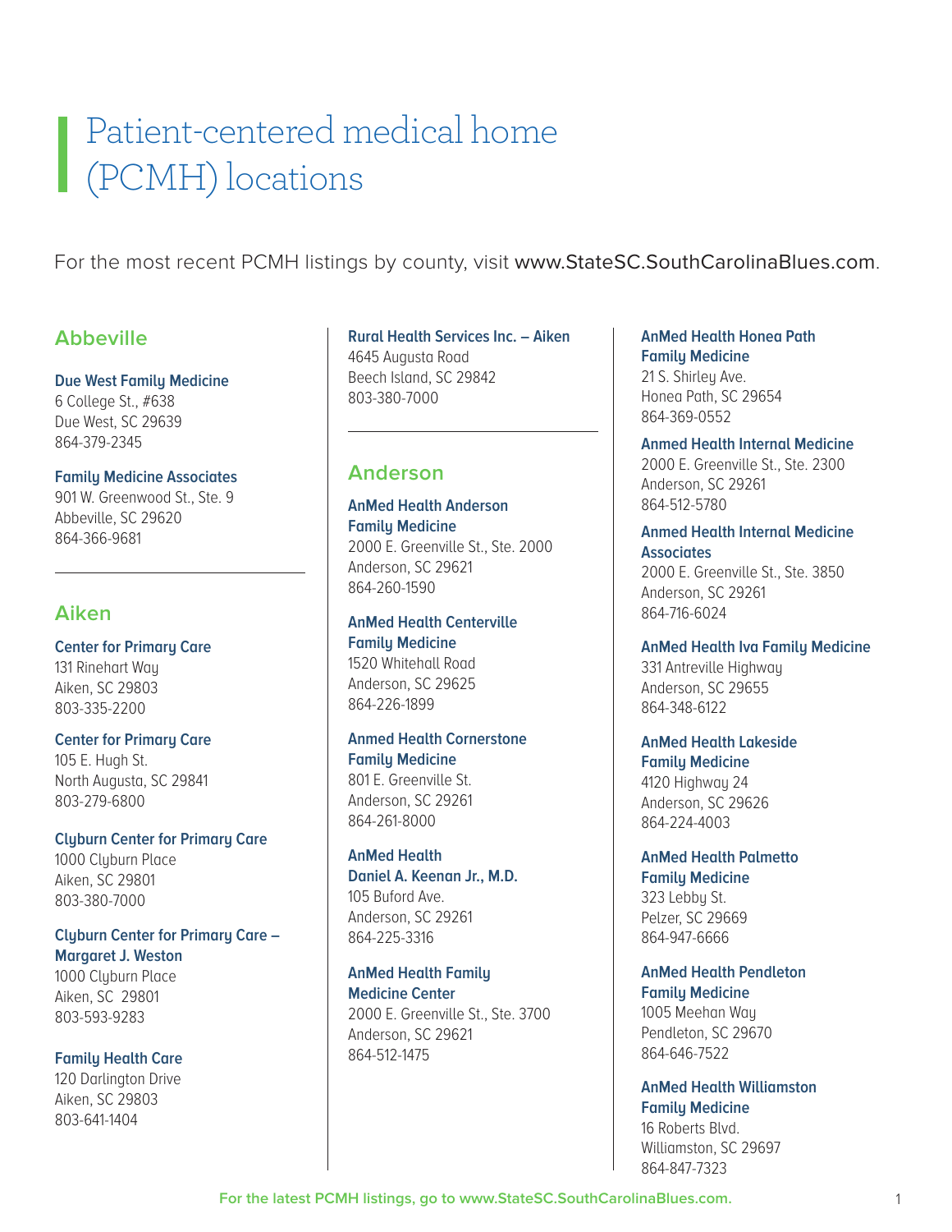# Patient-centered medical home (PCMH) locations

For the most recent PCMH listings by county, visit www.StateSC.SouthCarolinaBlues.com.

## Abbeville

**Due West Family Medicine**
6 College St., #638
Due West, SC 29639
864-379-2345

**Family Medicine Associates**
901 W. Greenwood St., Ste. 9
Abbeville, SC 29620
864-366-9681

## Aiken

**Center for Primary Care**
131 Rinehart Way
Aiken, SC 29803
803-335-2200

**Center for Primary Care**
105 E. Hugh St.
North Augusta, SC 29841
803-279-6800

**Clyburn Center for Primary Care**
1000 Clyburn Place
Aiken, SC 29801
803-380-7000

**Clyburn Center for Primary Care – Margaret J. Weston**
1000 Clyburn Place
Aiken, SC 29801
803-593-9283

**Family Health Care**
120 Darlington Drive
Aiken, SC 29803
803-641-1404

**Rural Health Services Inc. – Aiken**
4645 Augusta Road
Beech Island, SC 29842
803-380-7000

## Anderson

**AnMed Health Anderson Family Medicine**
2000 E. Greenville St., Ste. 2000
Anderson, SC 29621
864-260-1590

**AnMed Health Centerville Family Medicine**
1520 Whitehall Road
Anderson, SC 29625
864-226-1899

**Anmed Health Cornerstone Family Medicine**
801 E. Greenville St.
Anderson, SC 29261
864-261-8000

**AnMed Health Daniel A. Keenan Jr., M.D.**
105 Buford Ave.
Anderson, SC 29261
864-225-3316

**AnMed Health Family Medicine Center**
2000 E. Greenville St., Ste. 3700
Anderson, SC 29621
864-512-1475

**AnMed Health Honea Path Family Medicine**
21 S. Shirley Ave.
Honea Path, SC 29654
864-369-0552

**Anmed Health Internal Medicine**
2000 E. Greenville St., Ste. 2300
Anderson, SC 29261
864-512-5780

**Anmed Health Internal Medicine Associates**
2000 E. Greenville St., Ste. 3850
Anderson, SC 29261
864-716-6024

**AnMed Health Iva Family Medicine**
331 Antreville Highway
Anderson, SC 29655
864-348-6122

**AnMed Health Lakeside Family Medicine**
4120 Highway 24
Anderson, SC 29626
864-224-4003

**AnMed Health Palmetto Family Medicine**
323 Lebby St.
Pelzer, SC 29669
864-947-6666

**AnMed Health Pendleton Family Medicine**
1005 Meehan Way
Pendleton, SC 29670
864-646-7522

**AnMed Health Williamston Family Medicine**
16 Roberts Blvd.
Williamston, SC 29697
864-847-7323

For the latest PCMH listings, go to www.StateSC.SouthCarolinaBlues.com.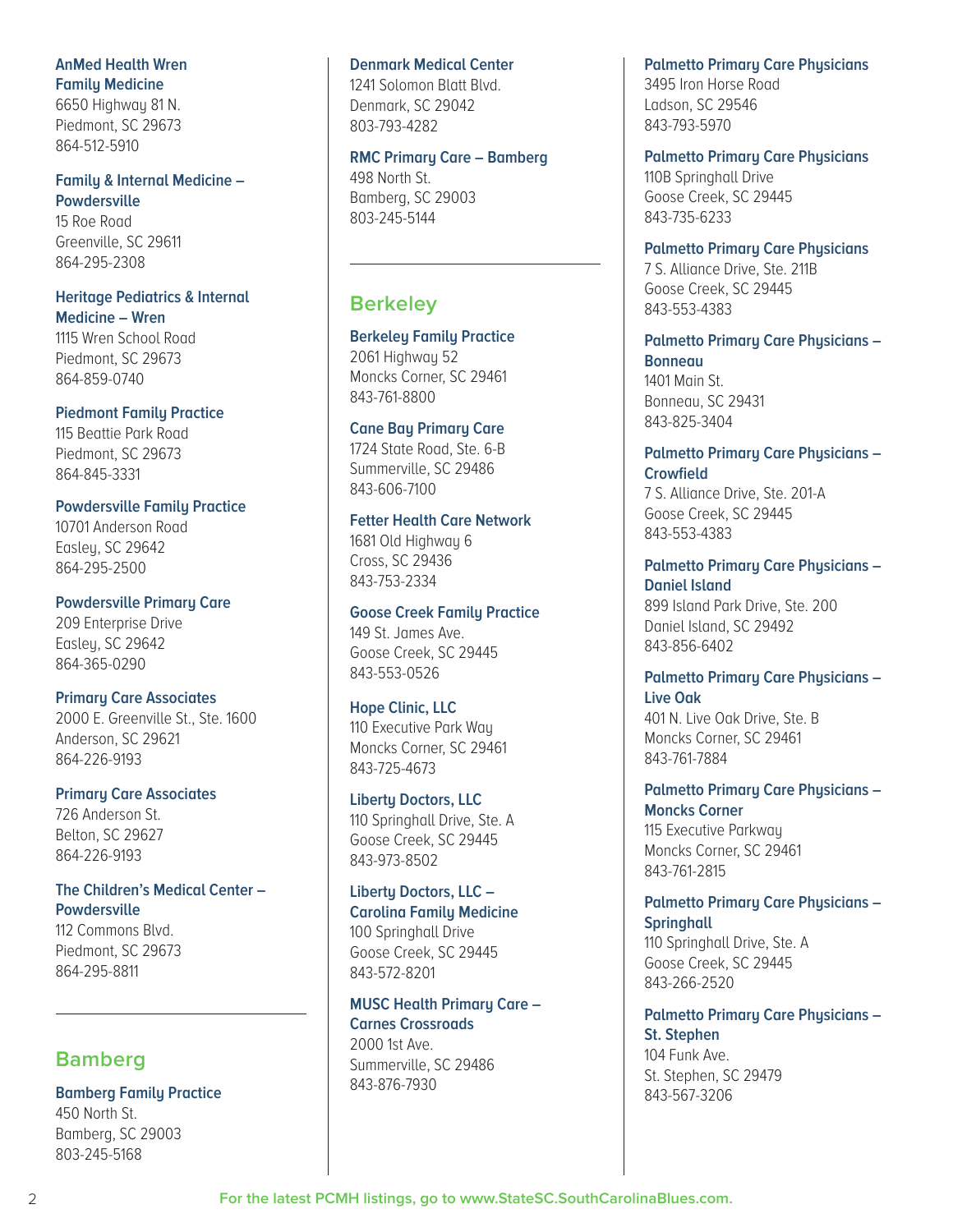**AnMed Health Wren Family Medicine**
6650 Highway 81 N.
Piedmont, SC 29673
864-512-5910

**Family & Internal Medicine – Powdersville**
15 Roe Road
Greenville, SC 29611
864-295-2308

**Heritage Pediatrics & Internal Medicine – Wren**
1115 Wren School Road
Piedmont, SC 29673
864-859-0740

**Piedmont Family Practice**
115 Beattie Park Road
Piedmont, SC 29673
864-845-3331

**Powdersville Family Practice**
10701 Anderson Road
Easley, SC 29642
864-295-2500

**Powdersville Primary Care**
209 Enterprise Drive
Easley, SC 29642
864-365-0290

**Primary Care Associates**
2000 E. Greenville St., Ste. 1600
Anderson, SC 29621
864-226-9193

**Primary Care Associates**
726 Anderson St.
Belton, SC 29627
864-226-9193

**The Children's Medical Center – Powdersville**
112 Commons Blvd.
Piedmont, SC 29673
864-295-8811

## Bamberg

**Bamberg Family Practice**
450 North St.
Bamberg, SC 29003
803-245-5168

**Denmark Medical Center**
1241 Solomon Blatt Blvd.
Denmark, SC 29042
803-793-4282

**RMC Primary Care – Bamberg**
498 North St.
Bamberg, SC 29003
803-245-5144

## Berkeley

**Berkeley Family Practice**
2061 Highway 52
Moncks Corner, SC 29461
843-761-8800

**Cane Bay Primary Care**
1724 State Road, Ste. 6-B
Summerville, SC 29486
843-606-7100

**Fetter Health Care Network**
1681 Old Highway 6
Cross, SC 29436
843-753-2334

**Goose Creek Family Practice**
149 St. James Ave.
Goose Creek, SC 29445
843-553-0526

**Hope Clinic, LLC**
110 Executive Park Way
Moncks Corner, SC 29461
843-725-4673

**Liberty Doctors, LLC**
110 Springhall Drive, Ste. A
Goose Creek, SC 29445
843-973-8502

**Liberty Doctors, LLC – Carolina Family Medicine**
100 Springhall Drive
Goose Creek, SC 29445
843-572-8201

**MUSC Health Primary Care – Carnes Crossroads**
2000 1st Ave.
Summerville, SC 29486
843-876-7930

**Palmetto Primary Care Physicians**
3495 Iron Horse Road
Ladson, SC 29546
843-793-5970

**Palmetto Primary Care Physicians**
110B Springhall Drive
Goose Creek, SC 29445
843-735-6233

**Palmetto Primary Care Physicians**
7 S. Alliance Drive, Ste. 211B
Goose Creek, SC 29445
843-553-4383

**Palmetto Primary Care Physicians – Bonneau**
1401 Main St.
Bonneau, SC 29431
843-825-3404

**Palmetto Primary Care Physicians – Crowfield**
7 S. Alliance Drive, Ste. 201-A
Goose Creek, SC 29445
843-553-4383

**Palmetto Primary Care Physicians – Daniel Island**
899 Island Park Drive, Ste. 200
Daniel Island, SC 29492
843-856-6402

**Palmetto Primary Care Physicians – Live Oak**
401 N. Live Oak Drive, Ste. B
Moncks Corner, SC 29461
843-761-7884

**Palmetto Primary Care Physicians – Moncks Corner**
115 Executive Parkway
Moncks Corner, SC 29461
843-761-2815

**Palmetto Primary Care Physicians – Springhall**
110 Springhall Drive, Ste. A
Goose Creek, SC 29445
843-266-2520

**Palmetto Primary Care Physicians – St. Stephen**
104 Funk Ave.
St. Stephen, SC 29479
843-567-3206

For the latest PCMH listings, go to www.StateSC.SouthCarolinaBlues.com.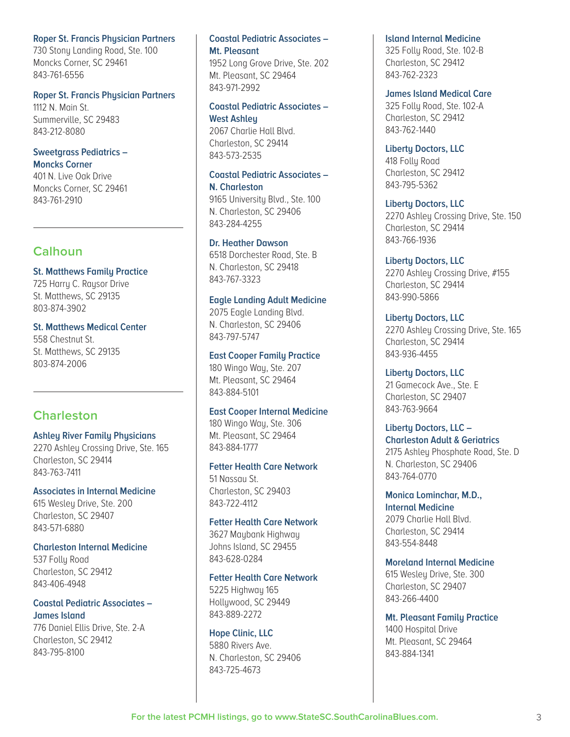**Roper St. Francis Physician Partners**
730 Stony Landing Road, Ste. 100
Moncks Corner, SC 29461
843-761-6556

**Roper St. Francis Physician Partners**
1112 N. Main St.
Summerville, SC 29483
843-212-8080

**Sweetgrass Pediatrics – Moncks Corner**
401 N. Live Oak Drive
Moncks Corner, SC 29461
843-761-2910

## Calhoun

**St. Matthews Family Practice**
725 Harry C. Raysor Drive
St. Matthews, SC 29135
803-874-3902

**St. Matthews Medical Center**
558 Chestnut St.
St. Matthews, SC 29135
803-874-2006

## Charleston

**Ashley River Family Physicians**
2270 Ashley Crossing Drive, Ste. 165
Charleston, SC 29414
843-763-7411

**Associates in Internal Medicine**
615 Wesley Drive, Ste. 200
Charleston, SC 29407
843-571-6880

**Charleston Internal Medicine**
537 Folly Road
Charleston, SC 29412
843-406-4948

**Coastal Pediatric Associates – James Island**
776 Daniel Ellis Drive, Ste. 2-A
Charleston, SC 29412
843-795-8100

**Coastal Pediatric Associates – Mt. Pleasant**
1952 Long Grove Drive, Ste. 202
Mt. Pleasant, SC 29464
843-971-2992

**Coastal Pediatric Associates – West Ashley**
2067 Charlie Hall Blvd.
Charleston, SC 29414
843-573-2535

**Coastal Pediatric Associates – N. Charleston**
9165 University Blvd., Ste. 100
N. Charleston, SC 29406
843-284-4255

**Dr. Heather Dawson**
6518 Dorchester Road, Ste. B
N. Charleston, SC 29418
843-767-3323

**Eagle Landing Adult Medicine**
2075 Eagle Landing Blvd.
N. Charleston, SC 29406
843-797-5747

**East Cooper Family Practice**
180 Wingo Way, Ste. 207
Mt. Pleasant, SC 29464
843-884-5101

**East Cooper Internal Medicine**
180 Wingo Way, Ste. 306
Mt. Pleasant, SC 29464
843-884-1777

**Fetter Health Care Network**
51 Nassau St.
Charleston, SC 29403
843-722-4112

**Fetter Health Care Network**
3627 Maybank Highway
Johns Island, SC 29455
843-628-0284

**Fetter Health Care Network**
5225 Highway 165
Hollywood, SC 29449
843-889-2272

**Hope Clinic, LLC**
5880 Rivers Ave.
N. Charleston, SC 29406
843-725-4673

**Island Internal Medicine**
325 Folly Road, Ste. 102-B
Charleston, SC 29412
843-762-2323

**James Island Medical Care**
325 Folly Road, Ste. 102-A
Charleston, SC 29412
843-762-1440

**Liberty Doctors, LLC**
418 Folly Road
Charleston, SC 29412
843-795-5362

**Liberty Doctors, LLC**
2270 Ashley Crossing Drive, Ste. 150
Charleston, SC 29414
843-766-1936

**Liberty Doctors, LLC**
2270 Ashley Crossing Drive, #155
Charleston, SC 29414
843-990-5866

**Liberty Doctors, LLC**
2270 Ashley Crossing Drive, Ste. 165
Charleston, SC 29414
843-936-4455

**Liberty Doctors, LLC**
21 Gamecock Ave., Ste. E
Charleston, SC 29407
843-763-9664

**Liberty Doctors, LLC – Charleston Adult & Geriatrics**
2175 Ashley Phosphate Road, Ste. D
N. Charleston, SC 29406
843-764-0770

**Monica Lominchar, M.D., Internal Medicine**
2079 Charlie Hall Blvd.
Charleston, SC 29414
843-554-8448

**Moreland Internal Medicine**
615 Wesley Drive, Ste. 300
Charleston, SC 29407
843-266-4400

**Mt. Pleasant Family Practice**
1400 Hospital Drive
Mt. Pleasant, SC 29464
843-884-1341

For the latest PCMH listings, go to www.StateSC.SouthCarolinaBlues.com.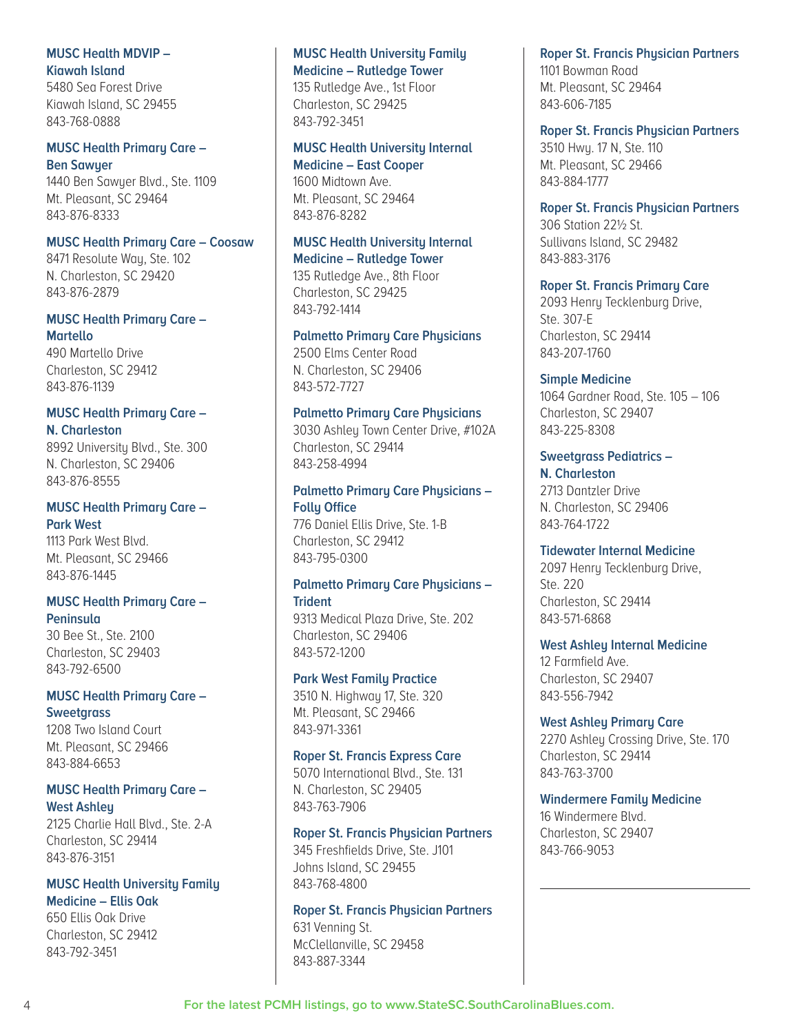**MUSC Health MDVIP – Kiawah Island**
5480 Sea Forest Drive
Kiawah Island, SC 29455
843-768-0888

**MUSC Health Primary Care – Ben Sawyer**
1440 Ben Sawyer Blvd., Ste. 1109
Mt. Pleasant, SC 29464
843-876-8333

**MUSC Health Primary Care – Coosaw**
8471 Resolute Way, Ste. 102
N. Charleston, SC 29420
843-876-2879

**MUSC Health Primary Care – Martello**
490 Martello Drive
Charleston, SC 29412
843-876-1139

**MUSC Health Primary Care – N. Charleston**
8992 University Blvd., Ste. 300
N. Charleston, SC 29406
843-876-8555

**MUSC Health Primary Care – Park West**
1113 Park West Blvd.
Mt. Pleasant, SC 29466
843-876-1445

**MUSC Health Primary Care – Peninsula**
30 Bee St., Ste. 2100
Charleston, SC 29403
843-792-6500

**MUSC Health Primary Care – Sweetgrass**
1208 Two Island Court
Mt. Pleasant, SC 29466
843-884-6653

**MUSC Health Primary Care – West Ashley**
2125 Charlie Hall Blvd., Ste. 2-A
Charleston, SC 29414
843-876-3151

**MUSC Health University Family Medicine – Ellis Oak**
650 Ellis Oak Drive
Charleston, SC 29412
843-792-3451

**MUSC Health University Family Medicine – Rutledge Tower**
135 Rutledge Ave., 1st Floor
Charleston, SC 29425
843-792-3451

**MUSC Health University Internal Medicine – East Cooper**
1600 Midtown Ave.
Mt. Pleasant, SC 29464
843-876-8282

**MUSC Health University Internal Medicine – Rutledge Tower**
135 Rutledge Ave., 8th Floor
Charleston, SC 29425
843-792-1414

**Palmetto Primary Care Physicians**
2500 Elms Center Road
N. Charleston, SC 29406
843-572-7727

**Palmetto Primary Care Physicians**
3030 Ashley Town Center Drive, #102A
Charleston, SC 29414
843-258-4994

**Palmetto Primary Care Physicians – Folly Office**
776 Daniel Ellis Drive, Ste. 1-B
Charleston, SC 29412
843-795-0300

**Palmetto Primary Care Physicians – Trident**
9313 Medical Plaza Drive, Ste. 202
Charleston, SC 29406
843-572-1200

**Park West Family Practice**
3510 N. Highway 17, Ste. 320
Mt. Pleasant, SC 29466
843-971-3361

**Roper St. Francis Express Care**
5070 International Blvd., Ste. 131
N. Charleston, SC 29405
843-763-7906

**Roper St. Francis Physician Partners**
345 Freshfields Drive, Ste. J101
Johns Island, SC 29455
843-768-4800

**Roper St. Francis Physician Partners**
631 Venning St.
McClellanville, SC 29458
843-887-3344

**Roper St. Francis Physician Partners**
1101 Bowman Road
Mt. Pleasant, SC 29464
843-606-7185

**Roper St. Francis Physician Partners**
3510 Hwy. 17 N, Ste. 110
Mt. Pleasant, SC 29466
843-884-1777

**Roper St. Francis Physician Partners**
306 Station 22½ St.
Sullivans Island, SC 29482
843-883-3176

**Roper St. Francis Primary Care**
2093 Henry Tecklenburg Drive, Ste. 307-E
Charleston, SC 29414
843-207-1760

**Simple Medicine**
1064 Gardner Road, Ste. 105 – 106
Charleston, SC 29407
843-225-8308

**Sweetgrass Pediatrics – N. Charleston**
2713 Dantzler Drive
N. Charleston, SC 29406
843-764-1722

**Tidewater Internal Medicine**
2097 Henry Tecklenburg Drive, Ste. 220
Charleston, SC 29414
843-571-6868

**West Ashley Internal Medicine**
12 Farmfield Ave.
Charleston, SC 29407
843-556-7942

**West Ashley Primary Care**
2270 Ashley Crossing Drive, Ste. 170
Charleston, SC 29414
843-763-3700

**Windermere Family Medicine**
16 Windermere Blvd.
Charleston, SC 29407
843-766-9053

**For the latest PCMH listings, go to www.StateSC.SouthCarolinaBlues.com.**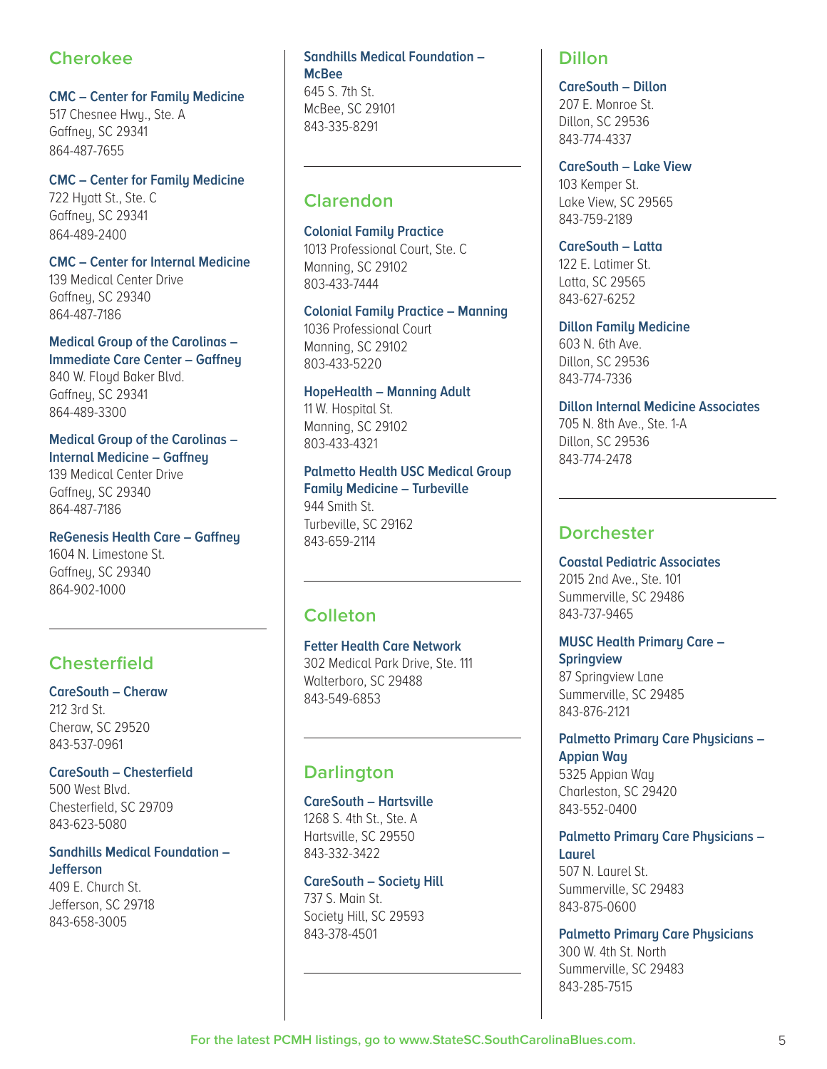## Cherokee

**CMC – Center for Family Medicine**
517 Chesnee Hwy., Ste. A
Gaffney, SC 29341
864-487-7655

**CMC – Center for Family Medicine**
722 Hyatt St., Ste. C
Gaffney, SC 29341
864-489-2400

**CMC – Center for Internal Medicine**
139 Medical Center Drive
Gaffney, SC 29340
864-487-7186

**Medical Group of the Carolinas – Immediate Care Center – Gaffney**
840 W. Floyd Baker Blvd.
Gaffney, SC 29341
864-489-3300

**Medical Group of the Carolinas – Internal Medicine – Gaffney**
139 Medical Center Drive
Gaffney, SC 29340
864-487-7186

**ReGenesis Health Care – Gaffney**
1604 N. Limestone St.
Gaffney, SC 29340
864-902-1000

## Chesterfield

**CareSouth – Cheraw**
212 3rd St.
Cheraw, SC 29520
843-537-0961

**CareSouth – Chesterfield**
500 West Blvd.
Chesterfield, SC 29709
843-623-5080

**Sandhills Medical Foundation – Jefferson**
409 E. Church St.
Jefferson, SC 29718
843-658-3005

**Sandhills Medical Foundation – McBee**
645 S. 7th St.
McBee, SC 29101
843-335-8291

## Clarendon

**Colonial Family Practice**
1013 Professional Court, Ste. C
Manning, SC 29102
803-433-7444

**Colonial Family Practice – Manning**
1036 Professional Court
Manning, SC 29102
803-433-5220

**HopeHealth – Manning Adult**
11 W. Hospital St.
Manning, SC 29102
803-433-4321

**Palmetto Health USC Medical Group Family Medicine – Turbeville**
944 Smith St.
Turbeville, SC 29162
843-659-2114

## Colleton

**Fetter Health Care Network**
302 Medical Park Drive, Ste. 111
Walterboro, SC 29488
843-549-6853

## Darlington

**CareSouth – Hartsville**
1268 S. 4th St., Ste. A
Hartsville, SC 29550
843-332-3422

**CareSouth – Society Hill**
737 S. Main St.
Society Hill, SC 29593
843-378-4501

## Dillon

**CareSouth – Dillon**
207 E. Monroe St.
Dillon, SC 29536
843-774-4337

**CareSouth – Lake View**
103 Kemper St.
Lake View, SC 29565
843-759-2189

**CareSouth – Latta**
122 E. Latimer St.
Latta, SC 29565
843-627-6252

**Dillon Family Medicine**
603 N. 6th Ave.
Dillon, SC 29536
843-774-7336

**Dillon Internal Medicine Associates**
705 N. 8th Ave., Ste. 1-A
Dillon, SC 29536
843-774-2478

## Dorchester

**Coastal Pediatric Associates**
2015 2nd Ave., Ste. 101
Summerville, SC 29486
843-737-9465

**MUSC Health Primary Care – Springview**
87 Springview Lane
Summerville, SC 29485
843-876-2121

**Palmetto Primary Care Physicians – Appian Way**
5325 Appian Way
Charleston, SC 29420
843-552-0400

**Palmetto Primary Care Physicians – Laurel**
507 N. Laurel St.
Summerville, SC 29483
843-875-0600

**Palmetto Primary Care Physicians**
300 W. 4th St. North
Summerville, SC 29483
843-285-7515

For the latest PCMH listings, go to www.StateSC.SouthCarolinaBlues.com.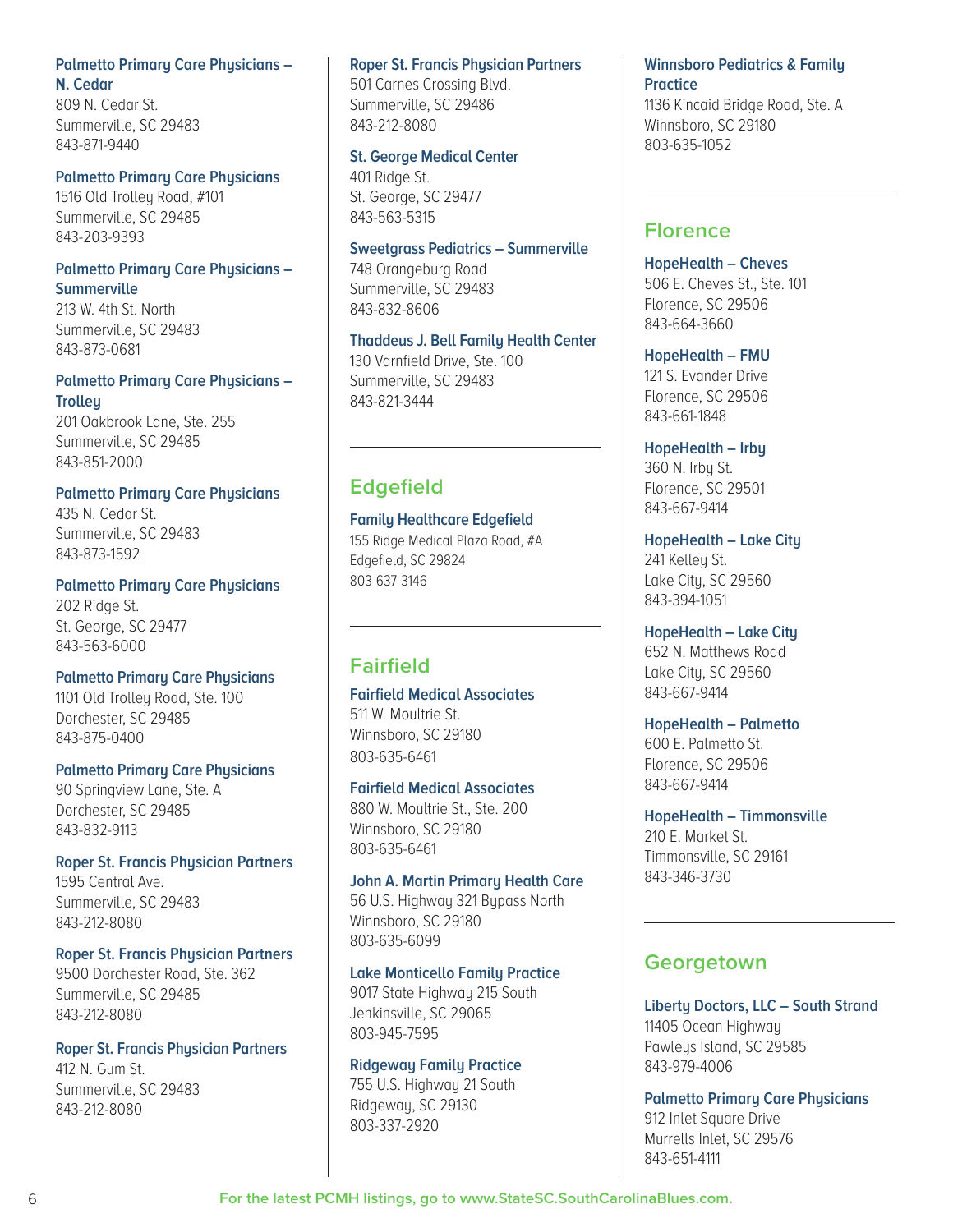**Palmetto Primary Care Physicians – N. Cedar**
809 N. Cedar St.
Summerville, SC 29483
843-871-9440

**Palmetto Primary Care Physicians**
1516 Old Trolley Road, #101
Summerville, SC 29485
843-203-9393

**Palmetto Primary Care Physicians – Summerville**
213 W. 4th St. North
Summerville, SC 29483
843-873-0681

**Palmetto Primary Care Physicians – Trolley**
201 Oakbrook Lane, Ste. 255
Summerville, SC 29485
843-851-2000

**Palmetto Primary Care Physicians**
435 N. Cedar St.
Summerville, SC 29483
843-873-1592

**Palmetto Primary Care Physicians**
202 Ridge St.
St. George, SC 29477
843-563-6000

**Palmetto Primary Care Physicians**
1101 Old Trolley Road, Ste. 100
Dorchester, SC 29485
843-875-0400

**Palmetto Primary Care Physicians**
90 Springview Lane, Ste. A
Dorchester, SC 29485
843-832-9113

**Roper St. Francis Physician Partners**
1595 Central Ave.
Summerville, SC 29483
843-212-8080

**Roper St. Francis Physician Partners**
9500 Dorchester Road, Ste. 362
Summerville, SC 29485
843-212-8080

**Roper St. Francis Physician Partners**
412 N. Gum St.
Summerville, SC 29483
843-212-8080

**Roper St. Francis Physician Partners**
501 Carnes Crossing Blvd.
Summerville, SC 29486
843-212-8080

**St. George Medical Center**
401 Ridge St.
St. George, SC 29477
843-563-5315

**Sweetgrass Pediatrics – Summerville**
748 Orangeburg Road
Summerville, SC 29483
843-832-8606

**Thaddeus J. Bell Family Health Center**
130 Varnfield Drive, Ste. 100
Summerville, SC 29483
843-821-3444

## Edgefield

**Family Healthcare Edgefield**
155 Ridge Medical Plaza Road, #A
Edgefield, SC 29824
803-637-3146

## Fairfield

**Fairfield Medical Associates**
511 W. Moultrie St.
Winnsboro, SC 29180
803-635-6461

**Fairfield Medical Associates**
880 W. Moultrie St., Ste. 200
Winnsboro, SC 29180
803-635-6461

**John A. Martin Primary Health Care**
56 U.S. Highway 321 Bypass North
Winnsboro, SC 29180
803-635-6099

**Lake Monticello Family Practice**
9017 State Highway 215 South
Jenkinsville, SC 29065
803-945-7595

**Ridgeway Family Practice**
755 U.S. Highway 21 South
Ridgeway, SC 29130
803-337-2920

**Winnsboro Pediatrics & Family Practice**
1136 Kincaid Bridge Road, Ste. A
Winnsboro, SC 29180
803-635-1052

## Florence

**HopeHealth – Cheves**
506 E. Cheves St., Ste. 101
Florence, SC 29506
843-664-3660

**HopeHealth – FMU**
121 S. Evander Drive
Florence, SC 29506
843-661-1848

**HopeHealth – Irby**
360 N. Irby St.
Florence, SC 29501
843-667-9414

**HopeHealth – Lake City**
241 Kelley St.
Lake City, SC 29560
843-394-1051

**HopeHealth – Lake City**
652 N. Matthews Road
Lake City, SC 29560
843-667-9414

**HopeHealth – Palmetto**
600 E. Palmetto St.
Florence, SC 29506
843-667-9414

**HopeHealth – Timmonsville**
210 E. Market St.
Timmonsville, SC 29161
843-346-3730

## Georgetown

**Liberty Doctors, LLC – South Strand**
11405 Ocean Highway
Pawleys Island, SC 29585
843-979-4006

**Palmetto Primary Care Physicians**
912 Inlet Square Drive
Murrells Inlet, SC 29576
843-651-4111

For the latest PCMH listings, go to www.StateSC.SouthCarolinaBlues.com.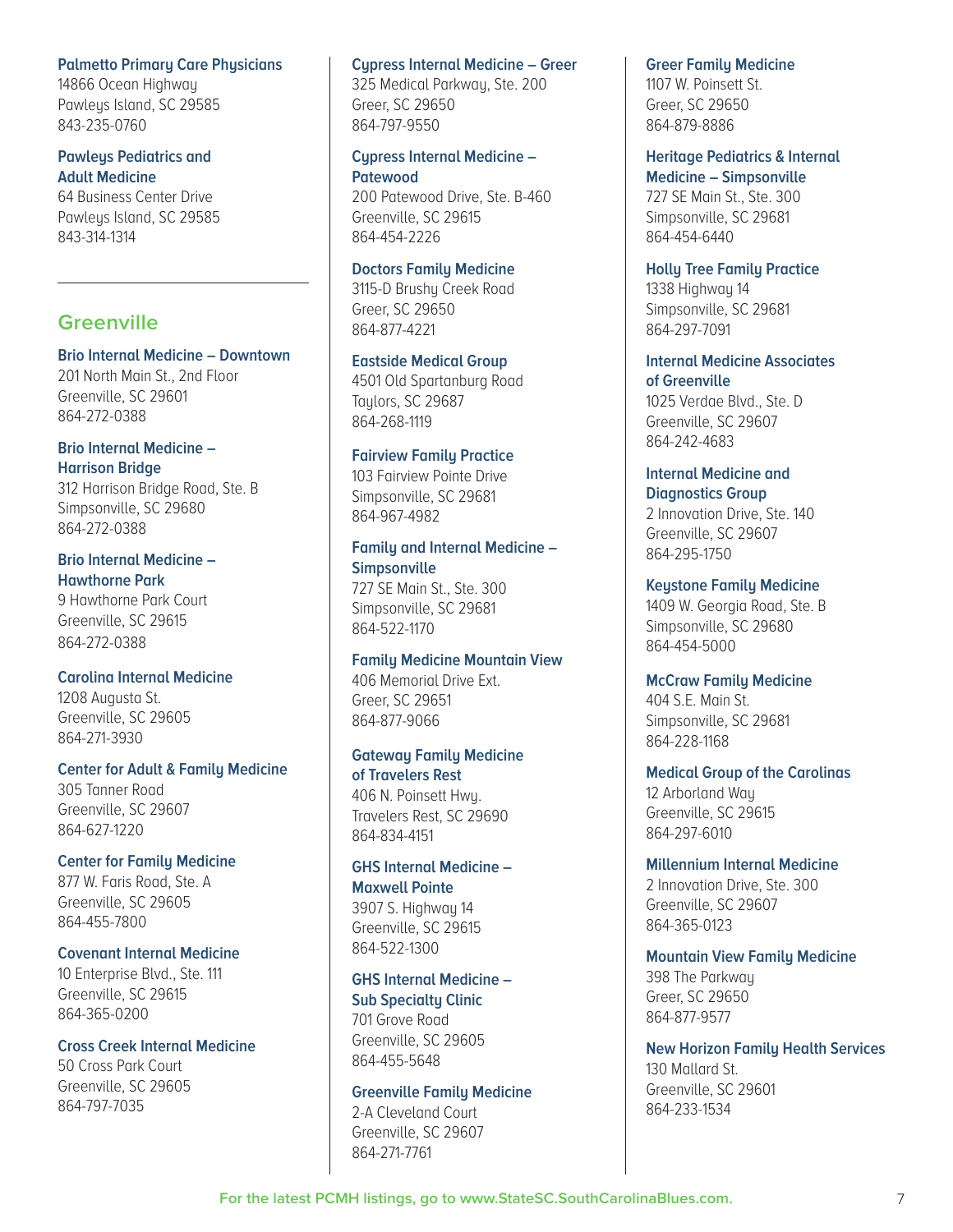**Palmetto Primary Care Physicians**
14866 Ocean Highway
Pawleys Island, SC 29585
843-235-0760

**Pawleys Pediatrics and Adult Medicine**
64 Business Center Drive
Pawleys Island, SC 29585
843-314-1314

## Greenville

**Brio Internal Medicine – Downtown**
201 North Main St., 2nd Floor
Greenville, SC 29601
864-272-0388

**Brio Internal Medicine – Harrison Bridge**
312 Harrison Bridge Road, Ste. B
Simpsonville, SC 29680
864-272-0388

**Brio Internal Medicine – Hawthorne Park**
9 Hawthorne Park Court
Greenville, SC 29615
864-272-0388

**Carolina Internal Medicine**
1208 Augusta St.
Greenville, SC 29605
864-271-3930

**Center for Adult & Family Medicine**
305 Tanner Road
Greenville, SC 29607
864-627-1220

**Center for Family Medicine**
877 W. Faris Road, Ste. A
Greenville, SC 29605
864-455-7800

**Covenant Internal Medicine**
10 Enterprise Blvd., Ste. 111
Greenville, SC 29615
864-365-0200

**Cross Creek Internal Medicine**
50 Cross Park Court
Greenville, SC 29605
864-797-7035

**Cypress Internal Medicine – Greer**
325 Medical Parkway, Ste. 200
Greer, SC 29650
864-797-9550

**Cypress Internal Medicine – Patewood**
200 Patewood Drive, Ste. B-460
Greenville, SC 29615
864-454-2226

**Doctors Family Medicine**
3115-D Brushy Creek Road
Greer, SC 29650
864-877-4221

**Eastside Medical Group**
4501 Old Spartanburg Road
Taylors, SC 29687
864-268-1119

**Fairview Family Practice**
103 Fairview Pointe Drive
Simpsonville, SC 29681
864-967-4982

**Family and Internal Medicine – Simpsonville**
727 SE Main St., Ste. 300
Simpsonville, SC 29681
864-522-1170

**Family Medicine Mountain View**
406 Memorial Drive Ext.
Greer, SC 29651
864-877-9066

**Gateway Family Medicine of Travelers Rest**
406 N. Poinsett Hwy.
Travelers Rest, SC 29690
864-834-4151

**GHS Internal Medicine – Maxwell Pointe**
3907 S. Highway 14
Greenville, SC 29615
864-522-1300

**GHS Internal Medicine – Sub Specialty Clinic**
701 Grove Road
Greenville, SC 29605
864-455-5648

**Greenville Family Medicine**
2-A Cleveland Court
Greenville, SC 29607
864-271-7761

**Greer Family Medicine**
1107 W. Poinsett St.
Greer, SC 29650
864-879-8886

**Heritage Pediatrics & Internal Medicine – Simpsonville**
727 SE Main St., Ste. 300
Simpsonville, SC 29681
864-454-6440

**Holly Tree Family Practice**
1338 Highway 14
Simpsonville, SC 29681
864-297-7091

**Internal Medicine Associates of Greenville**
1025 Verdae Blvd., Ste. D
Greenville, SC 29607
864-242-4683

**Internal Medicine and Diagnostics Group**
2 Innovation Drive, Ste. 140
Greenville, SC 29607
864-295-1750

**Keystone Family Medicine**
1409 W. Georgia Road, Ste. B
Simpsonville, SC 29680
864-454-5000

**McCraw Family Medicine**
404 S.E. Main St.
Simpsonville, SC 29681
864-228-1168

**Medical Group of the Carolinas**
12 Arborland Way
Greenville, SC 29615
864-297-6010

**Millennium Internal Medicine**
2 Innovation Drive, Ste. 300
Greenville, SC 29607
864-365-0123

**Mountain View Family Medicine**
398 The Parkway
Greer, SC 29650
864-877-9577

**New Horizon Family Health Services**
130 Mallard St.
Greenville, SC 29601
864-233-1534

For the latest PCMH listings, go to www.StateSC.SouthCarolinaBlues.com.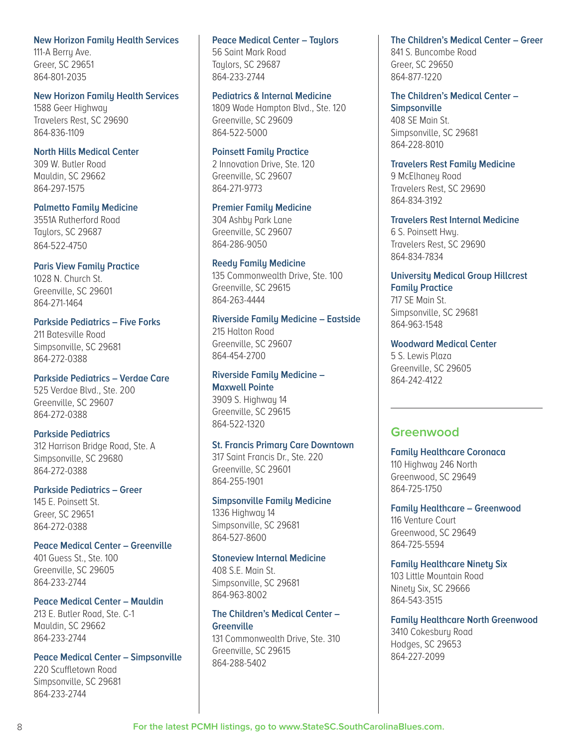**New Horizon Family Health Services**
111-A Berry Ave.
Greer, SC 29651
864-801-2035

**New Horizon Family Health Services**
1588 Geer Highway
Travelers Rest, SC 29690
864-836-1109

**North Hills Medical Center**
309 W. Butler Road
Mauldin, SC 29662
864-297-1575

**Palmetto Family Medicine**
3551A Rutherford Road
Taylors, SC 29687
864-522-4750

**Paris View Family Practice**
1028 N. Church St.
Greenville, SC 29601
864-271-1464

**Parkside Pediatrics – Five Forks**
211 Batesville Road
Simpsonville, SC 29681
864-272-0388

**Parkside Pediatrics – Verdae Care**
525 Verdae Blvd., Ste. 200
Greenville, SC 29607
864-272-0388

**Parkside Pediatrics**
312 Harrison Bridge Road, Ste. A
Simpsonville, SC 29680
864-272-0388

**Parkside Pediatrics – Greer**
145 E. Poinsett St.
Greer, SC 29651
864-272-0388

**Peace Medical Center – Greenville**
401 Guess St., Ste. 100
Greenville, SC 29605
864-233-2744

**Peace Medical Center – Mauldin**
213 E. Butler Road, Ste. C-1
Mauldin, SC 29662
864-233-2744

**Peace Medical Center – Simpsonville**
220 Scuffletown Road
Simpsonville, SC 29681
864-233-2744

**Peace Medical Center – Taylors**
56 Saint Mark Road
Taylors, SC 29687
864-233-2744

**Pediatrics & Internal Medicine**
1809 Wade Hampton Blvd., Ste. 120
Greenville, SC 29609
864-522-5000

**Poinsett Family Practice**
2 Innovation Drive, Ste. 120
Greenville, SC 29607
864-271-9773

**Premier Family Medicine**
304 Ashby Park Lane
Greenville, SC 29607
864-286-9050

**Reedy Family Medicine**
135 Commonwealth Drive, Ste. 100
Greenville, SC 29615
864-263-4444

**Riverside Family Medicine – Eastside**
215 Halton Road
Greenville, SC 29607
864-454-2700

**Riverside Family Medicine – Maxwell Pointe**
3909 S. Highway 14
Greenville, SC 29615
864-522-1320

**St. Francis Primary Care Downtown**
317 Saint Francis Dr., Ste. 220
Greenville, SC 29601
864-255-1901

**Simpsonville Family Medicine**
1336 Highway 14
Simpsonville, SC 29681
864-527-8600

**Stoneview Internal Medicine**
408 S.E. Main St.
Simpsonville, SC 29681
864-963-8002

**The Children's Medical Center – Greenville**
131 Commonwealth Drive, Ste. 310
Greenville, SC 29615
864-288-5402

**The Children's Medical Center – Greer**
841 S. Buncombe Road
Greer, SC 29650
864-877-1220

**The Children's Medical Center – Simpsonville**
408 SE Main St.
Simpsonville, SC 29681
864-228-8010

**Travelers Rest Family Medicine**
9 McElhaney Road
Travelers Rest, SC 29690
864-834-3192

**Travelers Rest Internal Medicine**
6 S. Poinsett Hwy.
Travelers Rest, SC 29690
864-834-7834

**University Medical Group Hillcrest Family Practice**
717 SE Main St.
Simpsonville, SC 29681
864-963-1548

**Woodward Medical Center**
5 S. Lewis Plaza
Greenville, SC 29605
864-242-4122

## Greenwood

**Family Healthcare Coronaca**
110 Highway 246 North
Greenwood, SC 29649
864-725-1750

**Family Healthcare – Greenwood**
116 Venture Court
Greenwood, SC 29649
864-725-5594

**Family Healthcare Ninety Six**
103 Little Mountain Road
Ninety Six, SC 29666
864-543-3515

**Family Healthcare North Greenwood**
3410 Cokesbury Road
Hodges, SC 29653
864-227-2099

For the latest PCMH listings, go to www.StateSC.SouthCarolinaBlues.com.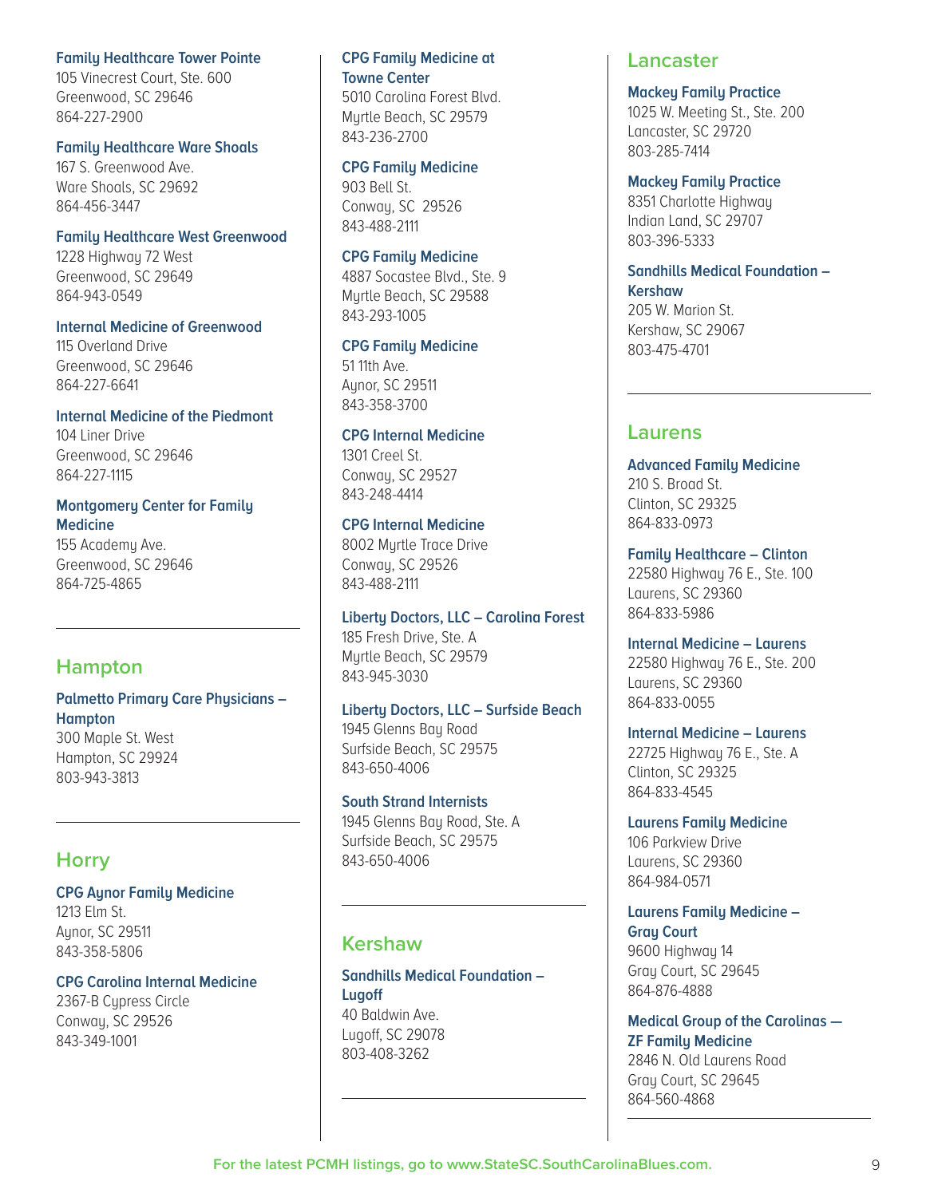**Family Healthcare Tower Pointe**
105 Vinecrest Court, Ste. 600
Greenwood, SC 29646
864-227-2900

**Family Healthcare Ware Shoals**
167 S. Greenwood Ave.
Ware Shoals, SC 29692
864-456-3447

**Family Healthcare West Greenwood**
1228 Highway 72 West
Greenwood, SC 29649
864-943-0549

**Internal Medicine of Greenwood**
115 Overland Drive
Greenwood, SC 29646
864-227-6641

**Internal Medicine of the Piedmont**
104 Liner Drive
Greenwood, SC 29646
864-227-1115

**Montgomery Center for Family Medicine**
155 Academy Ave.
Greenwood, SC 29646
864-725-4865

## Hampton

**Palmetto Primary Care Physicians – Hampton**
300 Maple St. West
Hampton, SC 29924
803-943-3813

## Horry

**CPG Aynor Family Medicine**
1213 Elm St.
Aynor, SC 29511
843-358-5806

**CPG Carolina Internal Medicine**
2367-B Cypress Circle
Conway, SC 29526
843-349-1001

**CPG Family Medicine at Towne Center**
5010 Carolina Forest Blvd.
Myrtle Beach, SC 29579
843-236-2700

**CPG Family Medicine**
903 Bell St.
Conway, SC 29526
843-488-2111

**CPG Family Medicine**
4887 Socastee Blvd., Ste. 9
Myrtle Beach, SC 29588
843-293-1005

**CPG Family Medicine**
51 11th Ave.
Aynor, SC 29511
843-358-3700

**CPG Internal Medicine**
1301 Creel St.
Conway, SC 29527
843-248-4414

**CPG Internal Medicine**
8002 Myrtle Trace Drive
Conway, SC 29526
843-488-2111

**Liberty Doctors, LLC – Carolina Forest**
185 Fresh Drive, Ste. A
Myrtle Beach, SC 29579
843-945-3030

**Liberty Doctors, LLC – Surfside Beach**
1945 Glenns Bay Road
Surfside Beach, SC 29575
843-650-4006

**South Strand Internists**
1945 Glenns Bay Road, Ste. A
Surfside Beach, SC 29575
843-650-4006

## Kershaw

**Sandhills Medical Foundation – Lugoff**
40 Baldwin Ave.
Lugoff, SC 29078
803-408-3262

## Lancaster

**Mackey Family Practice**
1025 W. Meeting St., Ste. 200
Lancaster, SC 29720
803-285-7414

**Mackey Family Practice**
8351 Charlotte Highway
Indian Land, SC 29707
803-396-5333

**Sandhills Medical Foundation – Kershaw**
205 W. Marion St.
Kershaw, SC 29067
803-475-4701

## Laurens

**Advanced Family Medicine**
210 S. Broad St.
Clinton, SC 29325
864-833-0973

**Family Healthcare – Clinton**
22580 Highway 76 E., Ste. 100
Laurens, SC 29360
864-833-5986

**Internal Medicine – Laurens**
22580 Highway 76 E., Ste. 200
Laurens, SC 29360
864-833-0055

**Internal Medicine – Laurens**
22725 Highway 76 E., Ste. A
Clinton, SC 29325
864-833-4545

**Laurens Family Medicine**
106 Parkview Drive
Laurens, SC 29360
864-984-0571

**Laurens Family Medicine – Gray Court**
9600 Highway 14
Gray Court, SC 29645
864-876-4888

**Medical Group of the Carolinas — ZF Family Medicine**
2846 N. Old Laurens Road
Gray Court, SC 29645
864-560-4868

For the latest PCMH listings, go to www.StateSC.SouthCarolinaBlues.com.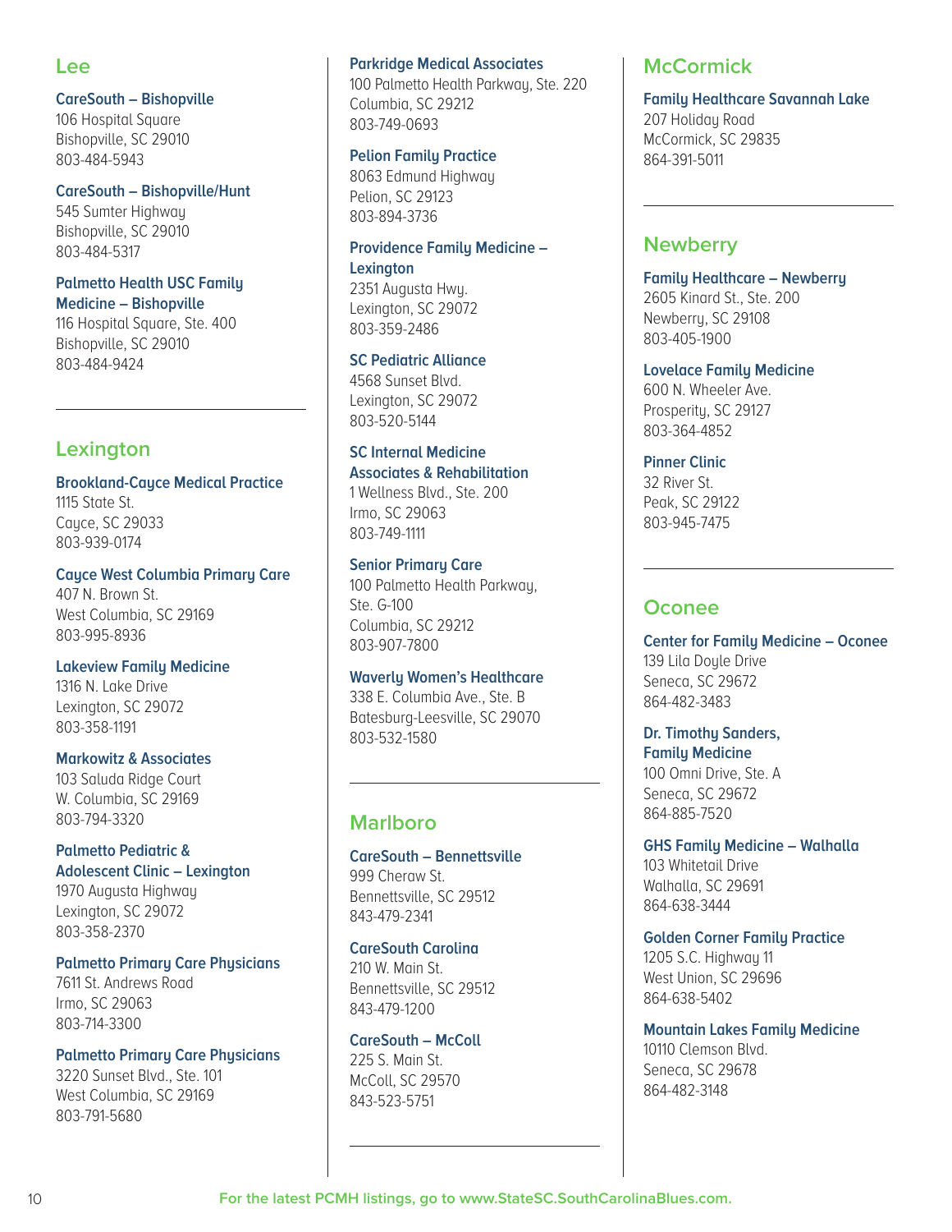## Lee

**CareSouth – Bishopville**
106 Hospital Square
Bishopville, SC 29010
803-484-5943

**CareSouth – Bishopville/Hunt**
545 Sumter Highway
Bishopville, SC 29010
803-484-5317

**Palmetto Health USC Family Medicine – Bishopville**
116 Hospital Square, Ste. 400
Bishopville, SC 29010
803-484-9424

## Lexington

**Brookland-Cayce Medical Practice**
1115 State St.
Cayce, SC 29033
803-939-0174

**Cayce West Columbia Primary Care**
407 N. Brown St.
West Columbia, SC 29169
803-995-8936

**Lakeview Family Medicine**
1316 N. Lake Drive
Lexington, SC 29072
803-358-1191

**Markowitz & Associates**
103 Saluda Ridge Court
W. Columbia, SC 29169
803-794-3320

**Palmetto Pediatric & Adolescent Clinic – Lexington**
1970 Augusta Highway
Lexington, SC 29072
803-358-2370

**Palmetto Primary Care Physicians**
7611 St. Andrews Road
Irmo, SC 29063
803-714-3300

**Palmetto Primary Care Physicians**
3220 Sunset Blvd., Ste. 101
West Columbia, SC 29169
803-791-5680

**Parkridge Medical Associates**
100 Palmetto Health Parkway, Ste. 220
Columbia, SC 29212
803-749-0693

**Pelion Family Practice**
8063 Edmund Highway
Pelion, SC 29123
803-894-3736

**Providence Family Medicine – Lexington**
2351 Augusta Hwy.
Lexington, SC 29072
803-359-2486

**SC Pediatric Alliance**
4568 Sunset Blvd.
Lexington, SC 29072
803-520-5144

**SC Internal Medicine Associates & Rehabilitation**
1 Wellness Blvd., Ste. 200
Irmo, SC 29063
803-749-1111

**Senior Primary Care**
100 Palmetto Health Parkway, Ste. G-100
Columbia, SC 29212
803-907-7800

**Waverly Women's Healthcare**
338 E. Columbia Ave., Ste. B
Batesburg-Leesville, SC 29070
803-532-1580

## Marlboro

**CareSouth – Bennettsville**
999 Cheraw St.
Bennettsville, SC 29512
843-479-2341

**CareSouth Carolina**
210 W. Main St.
Bennettsville, SC 29512
843-479-1200

**CareSouth – McColl**
225 S. Main St.
McColl, SC 29570
843-523-5751

## McCormick

**Family Healthcare Savannah Lake**
207 Holiday Road
McCormick, SC 29835
864-391-5011

## Newberry

**Family Healthcare – Newberry**
2605 Kinard St., Ste. 200
Newberry, SC 29108
803-405-1900

**Lovelace Family Medicine**
600 N. Wheeler Ave.
Prosperity, SC 29127
803-364-4852

**Pinner Clinic**
32 River St.
Peak, SC 29122
803-945-7475

## Oconee

**Center for Family Medicine – Oconee**
139 Lila Doyle Drive
Seneca, SC 29672
864-482-3483

**Dr. Timothy Sanders, Family Medicine**
100 Omni Drive, Ste. A
Seneca, SC 29672
864-885-7520

**GHS Family Medicine – Walhalla**
103 Whitetail Drive
Walhalla, SC 29691
864-638-3444

**Golden Corner Family Practice**
1205 S.C. Highway 11
West Union, SC 29696
864-638-5402

**Mountain Lakes Family Medicine**
10110 Clemson Blvd.
Seneca, SC 29678
864-482-3148

For the latest PCMH listings, go to www.StateSC.SouthCarolinaBlues.com.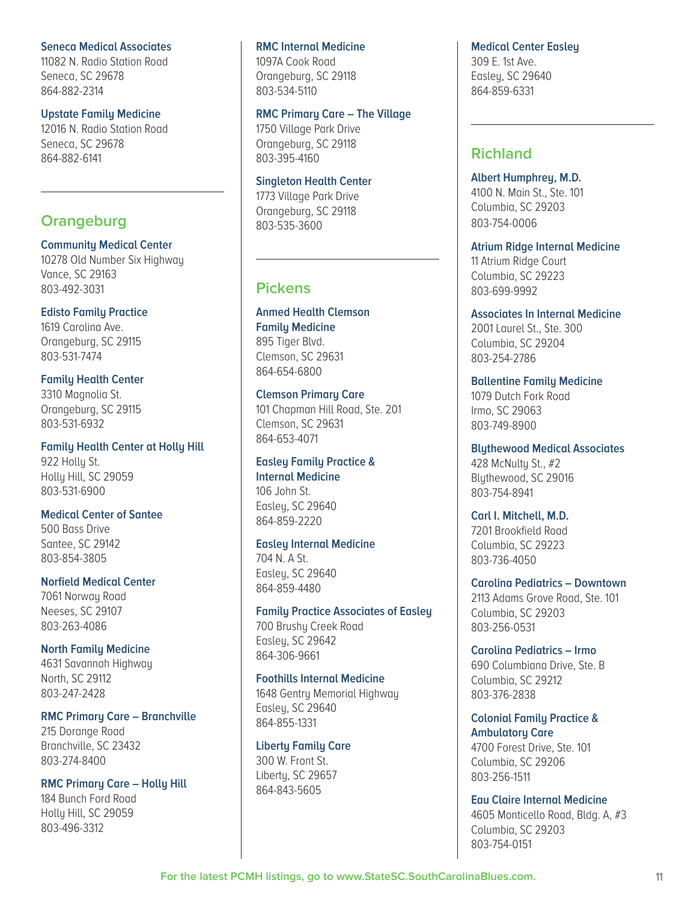**Seneca Medical Associates**
11082 N. Radio Station Road
Seneca, SC 29678
864-882-2314

**Upstate Family Medicine**
12016 N. Radio Station Road
Seneca, SC 29678
864-882-6141

## Orangeburg

**Community Medical Center**
10278 Old Number Six Highway
Vance, SC 29163
803-492-3031

**Edisto Family Practice**
1619 Carolina Ave.
Orangeburg, SC 29115
803-531-7474

**Family Health Center**
3310 Magnolia St.
Orangeburg, SC 29115
803-531-6932

**Family Health Center at Holly Hill**
922 Holly St.
Holly Hill, SC 29059
803-531-6900

**Medical Center of Santee**
500 Bass Drive
Santee, SC 29142
803-854-3805

**Norfield Medical Center**
7061 Norway Road
Neeses, SC 29107
803-263-4086

**North Family Medicine**
4631 Savannah Highway
North, SC 29112
803-247-2428

**RMC Primary Care – Branchville**
215 Dorange Road
Branchville, SC 23432
803-274-8400

**RMC Primary Care – Holly Hill**
184 Bunch Ford Road
Holly Hill, SC 29059
803-496-3312

**RMC Internal Medicine**
1097A Cook Road
Orangeburg, SC 29118
803-534-5110

**RMC Primary Care – The Village**
1750 Village Park Drive
Orangeburg, SC 29118
803-395-4160

**Singleton Health Center**
1773 Village Park Drive
Orangeburg, SC 29118
803-535-3600

## Pickens

**Anmed Health Clemson Family Medicine**
895 Tiger Blvd.
Clemson, SC 29631
864-654-6800

**Clemson Primary Care**
101 Chapman Hill Road, Ste. 201
Clemson, SC 29631
864-653-4071

**Easley Family Practice & Internal Medicine**
106 John St.
Easley, SC 29640
864-859-2220

**Easley Internal Medicine**
704 N. A St.
Easley, SC 29640
864-859-4480

**Family Practice Associates of Easley**
700 Brushy Creek Road
Easley, SC 29642
864-306-9661

**Foothills Internal Medicine**
1648 Gentry Memorial Highway
Easley, SC 29640
864-855-1331

**Liberty Family Care**
300 W. Front St.
Liberty, SC 29657
864-843-5605

**Medical Center Easley**
309 E. 1st Ave.
Easley, SC 29640
864-859-6331

## Richland

**Albert Humphrey, M.D.**
4100 N. Main St., Ste. 101
Columbia, SC 29203
803-754-0006

**Atrium Ridge Internal Medicine**
11 Atrium Ridge Court
Columbia, SC 29223
803-699-9992

**Associates In Internal Medicine**
2001 Laurel St., Ste. 300
Columbia, SC 29204
803-254-2786

**Ballentine Family Medicine**
1079 Dutch Fork Road
Irmo, SC 29063
803-749-8900

**Blythewood Medical Associates**
428 McNulty St., #2
Blythewood, SC 29016
803-754-8941

**Carl I. Mitchell, M.D.**
7201 Brookfield Road
Columbia, SC 29223
803-736-4050

**Carolina Pediatrics – Downtown**
2113 Adams Grove Road, Ste. 101
Columbia, SC 29203
803-256-0531

**Carolina Pediatrics – Irmo**
690 Columbiana Drive, Ste. B
Columbia, SC 29212
803-376-2838

**Colonial Family Practice & Ambulatory Care**
4700 Forest Drive, Ste. 101
Columbia, SC 29206
803-256-1511

**Eau Claire Internal Medicine**
4605 Monticello Road, Bldg. A, #3
Columbia, SC 29203
803-754-0151

For the latest PCMH listings, go to www.StateSC.SouthCarolinaBlues.com.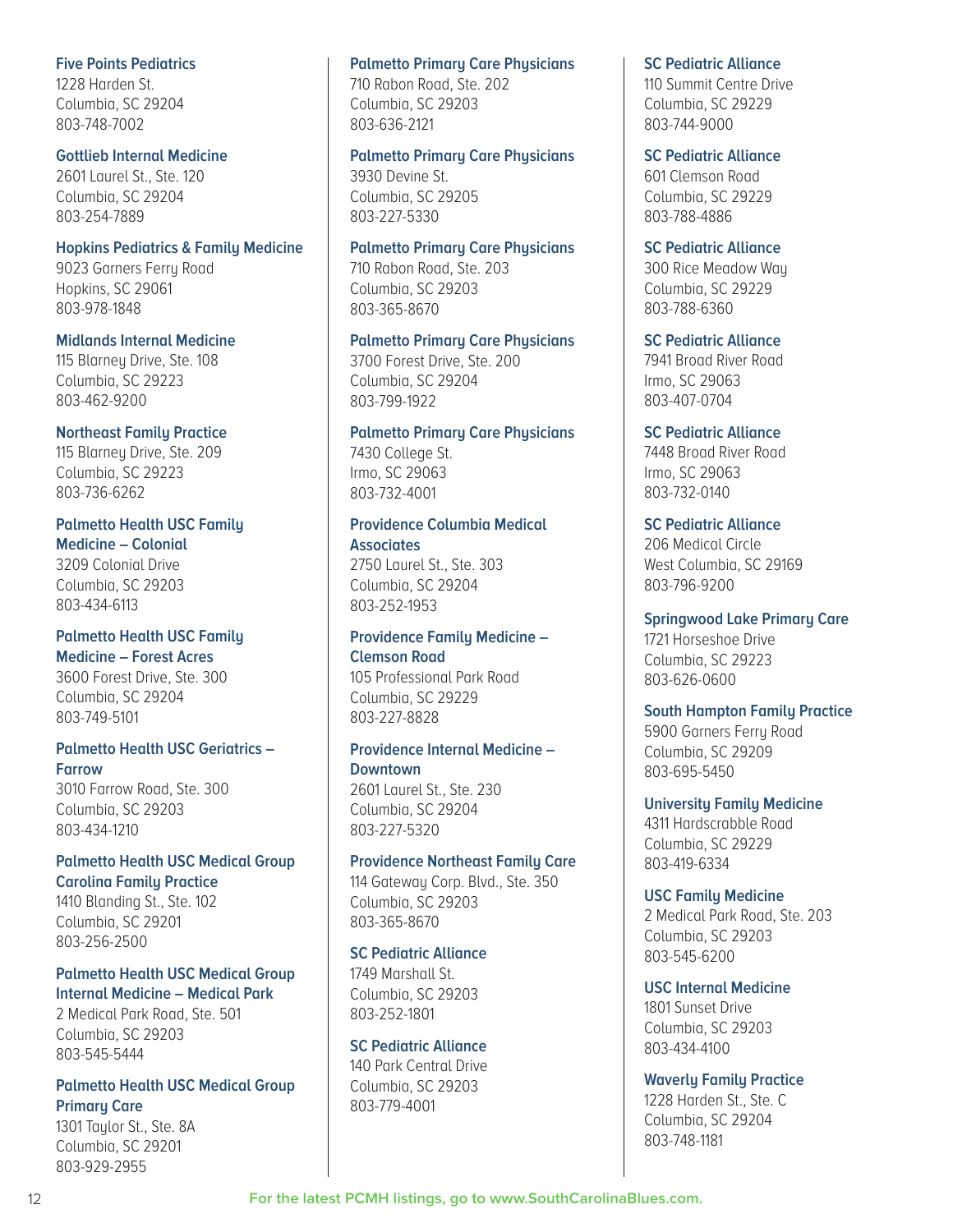**Five Points Pediatrics**
1228 Harden St.
Columbia, SC 29204
803-748-7002

**Gottlieb Internal Medicine**
2601 Laurel St., Ste. 120
Columbia, SC 29204
803-254-7889

**Hopkins Pediatrics & Family Medicine**
9023 Garners Ferry Road
Hopkins, SC 29061
803-978-1848

**Midlands Internal Medicine**
115 Blarney Drive, Ste. 108
Columbia, SC 29223
803-462-9200

**Northeast Family Practice**
115 Blarney Drive, Ste. 209
Columbia, SC 29223
803-736-6262

**Palmetto Health USC Family Medicine – Colonial**
3209 Colonial Drive
Columbia, SC 29203
803-434-6113

**Palmetto Health USC Family Medicine – Forest Acres**
3600 Forest Drive, Ste. 300
Columbia, SC 29204
803-749-5101

**Palmetto Health USC Geriatrics – Farrow**
3010 Farrow Road, Ste. 300
Columbia, SC 29203
803-434-1210

**Palmetto Health USC Medical Group Carolina Family Practice**
1410 Blanding St., Ste. 102
Columbia, SC 29201
803-256-2500

**Palmetto Health USC Medical Group Internal Medicine – Medical Park**
2 Medical Park Road, Ste. 501
Columbia, SC 29203
803-545-5444

**Palmetto Health USC Medical Group Primary Care**
1301 Taylor St., Ste. 8A
Columbia, SC 29201
803-929-2955

**Palmetto Primary Care Physicians**
710 Rabon Road, Ste. 202
Columbia, SC 29203
803-636-2121

**Palmetto Primary Care Physicians**
3930 Devine St.
Columbia, SC 29205
803-227-5330

**Palmetto Primary Care Physicians**
710 Rabon Road, Ste. 203
Columbia, SC 29203
803-365-8670

**Palmetto Primary Care Physicians**
3700 Forest Drive, Ste. 200
Columbia, SC 29204
803-799-1922

**Palmetto Primary Care Physicians**
7430 College St.
Irmo, SC 29063
803-732-4001

**Providence Columbia Medical Associates**
2750 Laurel St., Ste. 303
Columbia, SC 29204
803-252-1953

**Providence Family Medicine – Clemson Road**
105 Professional Park Road
Columbia, SC 29229
803-227-8828

**Providence Internal Medicine – Downtown**
2601 Laurel St., Ste. 230
Columbia, SC 29204
803-227-5320

**Providence Northeast Family Care**
114 Gateway Corp. Blvd., Ste. 350
Columbia, SC 29203
803-365-8670

**SC Pediatric Alliance**
1749 Marshall St.
Columbia, SC 29203
803-252-1801

**SC Pediatric Alliance**
140 Park Central Drive
Columbia, SC 29203
803-779-4001

**SC Pediatric Alliance**
110 Summit Centre Drive
Columbia, SC 29229
803-744-9000

**SC Pediatric Alliance**
601 Clemson Road
Columbia, SC 29229
803-788-4886

**SC Pediatric Alliance**
300 Rice Meadow Way
Columbia, SC 29229
803-788-6360

**SC Pediatric Alliance**
7941 Broad River Road
Irmo, SC 29063
803-407-0704

**SC Pediatric Alliance**
7448 Broad River Road
Irmo, SC 29063
803-732-0140

**SC Pediatric Alliance**
206 Medical Circle
West Columbia, SC 29169
803-796-9200

**Springwood Lake Primary Care**
1721 Horseshoe Drive
Columbia, SC 29223
803-626-0600

**South Hampton Family Practice**
5900 Garners Ferry Road
Columbia, SC 29209
803-695-5450

**University Family Medicine**
4311 Hardscrabble Road
Columbia, SC 29229
803-419-6334

**USC Family Medicine**
2 Medical Park Road, Ste. 203
Columbia, SC 29203
803-545-6200

**USC Internal Medicine**
1801 Sunset Drive
Columbia, SC 29203
803-434-4100

**Waverly Family Practice**
1228 Harden St., Ste. C
Columbia, SC 29204
803-748-1181

**For the latest PCMH listings, go to www.SouthCarolinaBlues.com.**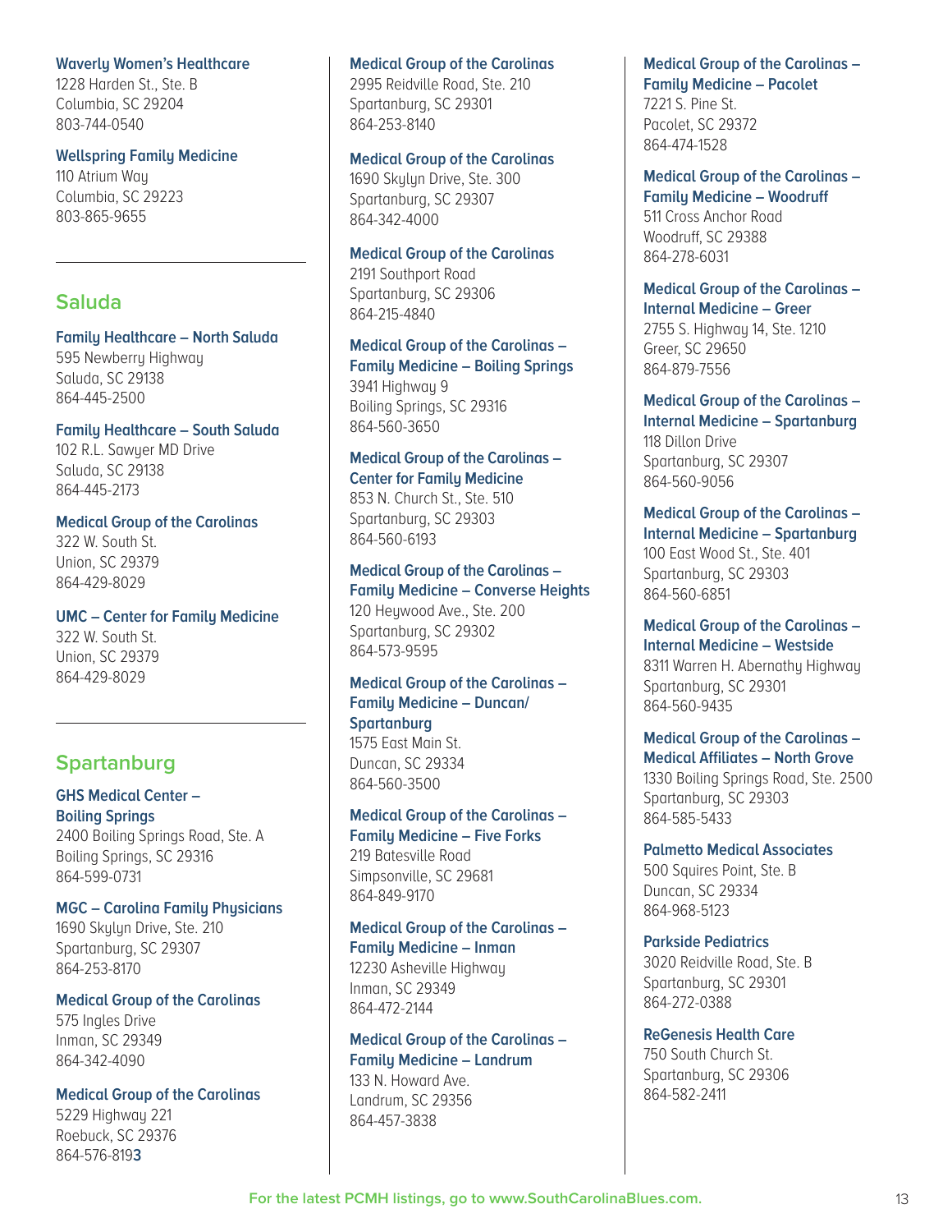**Waverly Women's Healthcare**
1228 Harden St., Ste. B
Columbia, SC 29204
803-744-0540

**Wellspring Family Medicine**
110 Atrium Way
Columbia, SC 29223
803-865-9655

## Saluda

**Family Healthcare – North Saluda**
595 Newberry Highway
Saluda, SC 29138
864-445-2500

**Family Healthcare – South Saluda**
102 R.L. Sawyer MD Drive
Saluda, SC 29138
864-445-2173

**Medical Group of the Carolinas**
322 W. South St.
Union, SC 29379
864-429-8029

**UMC – Center for Family Medicine**
322 W. South St.
Union, SC 29379
864-429-8029

## Spartanburg

**GHS Medical Center – Boiling Springs**
2400 Boiling Springs Road, Ste. A
Boiling Springs, SC 29316
864-599-0731

**MGC – Carolina Family Physicians**
1690 Skylyn Drive, Ste. 210
Spartanburg, SC 29307
864-253-8170

**Medical Group of the Carolinas**
575 Ingles Drive
Inman, SC 29349
864-342-4090

**Medical Group of the Carolinas**
5229 Highway 221
Roebuck, SC 29376
864-576-8193

**Medical Group of the Carolinas**
2995 Reidville Road, Ste. 210
Spartanburg, SC 29301
864-253-8140

**Medical Group of the Carolinas**
1690 Skylyn Drive, Ste. 300
Spartanburg, SC 29307
864-342-4000

**Medical Group of the Carolinas**
2191 Southport Road
Spartanburg, SC 29306
864-215-4840

**Medical Group of the Carolinas – Family Medicine – Boiling Springs**
3941 Highway 9
Boiling Springs, SC 29316
864-560-3650

**Medical Group of the Carolinas – Center for Family Medicine**
853 N. Church St., Ste. 510
Spartanburg, SC 29303
864-560-6193

**Medical Group of the Carolinas – Family Medicine – Converse Heights**
120 Heywood Ave., Ste. 200
Spartanburg, SC 29302
864-573-9595

**Medical Group of the Carolinas – Family Medicine – Duncan/ Spartanburg**
1575 East Main St.
Duncan, SC 29334
864-560-3500

**Medical Group of the Carolinas – Family Medicine – Five Forks**
219 Batesville Road
Simpsonville, SC 29681
864-849-9170

**Medical Group of the Carolinas – Family Medicine – Inman**
12230 Asheville Highway
Inman, SC 29349
864-472-2144

**Medical Group of the Carolinas – Family Medicine – Landrum**
133 N. Howard Ave.
Landrum, SC 29356
864-457-3838

**Medical Group of the Carolinas – Family Medicine – Pacolet**
7221 S. Pine St.
Pacolet, SC 29372
864-474-1528

**Medical Group of the Carolinas – Family Medicine – Woodruff**
511 Cross Anchor Road
Woodruff, SC 29388
864-278-6031

**Medical Group of the Carolinas – Internal Medicine – Greer**
2755 S. Highway 14, Ste. 1210
Greer, SC 29650
864-879-7556

**Medical Group of the Carolinas – Internal Medicine – Spartanburg**
118 Dillon Drive
Spartanburg, SC 29307
864-560-9056

**Medical Group of the Carolinas – Internal Medicine – Spartanburg**
100 East Wood St., Ste. 401
Spartanburg, SC 29303
864-560-6851

**Medical Group of the Carolinas – Internal Medicine – Westside**
8311 Warren H. Abernathy Highway
Spartanburg, SC 29301
864-560-9435

**Medical Group of the Carolinas – Medical Affiliates – North Grove**
1330 Boiling Springs Road, Ste. 2500
Spartanburg, SC 29303
864-585-5433

**Palmetto Medical Associates**
500 Squires Point, Ste. B
Duncan, SC 29334
864-968-5123

**Parkside Pediatrics**
3020 Reidville Road, Ste. B
Spartanburg, SC 29301
864-272-0388

**ReGenesis Health Care**
750 South Church St.
Spartanburg, SC 29306
864-582-2411

For the latest PCMH listings, go to www.SouthCarolinaBlues.com.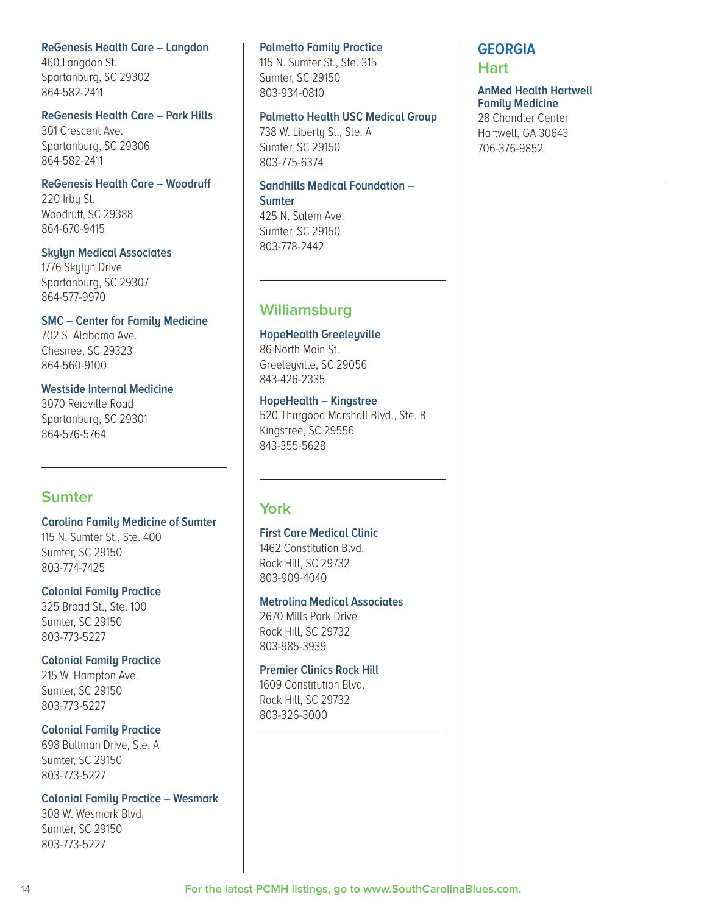**ReGenesis Health Care – Langdon**
460 Langdon St.
Spartanburg, SC 29302
864-582-2411

**ReGenesis Health Care – Park Hills**
301 Crescent Ave.
Spartanburg, SC 29306
864-582-2411

**ReGenesis Health Care – Woodruff**
220 Irby St.
Woodruff, SC 29388
864-670-9415

**Skylyn Medical Associates**
1776 Skylyn Drive
Spartanburg, SC 29307
864-577-9970

**SMC – Center for Family Medicine**
702 S. Alabama Ave.
Chesnee, SC 29323
864-560-9100

**Westside Internal Medicine**
3070 Reidville Road
Spartanburg, SC 29301
864-576-5764

## Sumter

**Carolina Family Medicine of Sumter**
115 N. Sumter St., Ste. 400
Sumter, SC 29150
803-774-7425

**Colonial Family Practice**
325 Broad St., Ste. 100
Sumter, SC 29150
803-773-5227

**Colonial Family Practice**
215 W. Hampton Ave.
Sumter, SC 29150
803-773-5227

**Colonial Family Practice**
698 Bultman Drive, Ste. A
Sumter, SC 29150
803-773-5227

**Colonial Family Practice – Wesmark**
308 W. Wesmark Blvd.
Sumter, SC 29150
803-773-5227

**Palmetto Family Practice**
115 N. Sumter St., Ste. 315
Sumter, SC 29150
803-934-0810

**Palmetto Health USC Medical Group**
738 W. Liberty St., Ste. A
Sumter, SC 29150
803-775-6374

**Sandhills Medical Foundation – Sumter**
425 N. Salem Ave.
Sumter, SC 29150
803-778-2442

## Williamsburg

**HopeHealth Greeleyville**
86 North Main St.
Greeleyville, SC 29056
843-426-2335

**HopeHealth – Kingstree**
520 Thurgood Marshall Blvd., Ste. B
Kingstree, SC 29556
843-355-5628

## York

**First Care Medical Clinic**
1462 Constitution Blvd.
Rock Hill, SC 29732
803-909-4040

**Metrolina Medical Associates**
2670 Mills Park Drive
Rock Hill, SC 29732
803-985-3939

**Premier Clinics Rock Hill**
1609 Constitution Blvd.
Rock Hill, SC 29732
803-326-3000

# GEORGIA

## Hart

**AnMed Health Hartwell Family Medicine**
28 Chandler Center
Hartwell, GA 30643
706-376-9852

For the latest PCMH listings, go to www.SouthCarolinaBlues.com.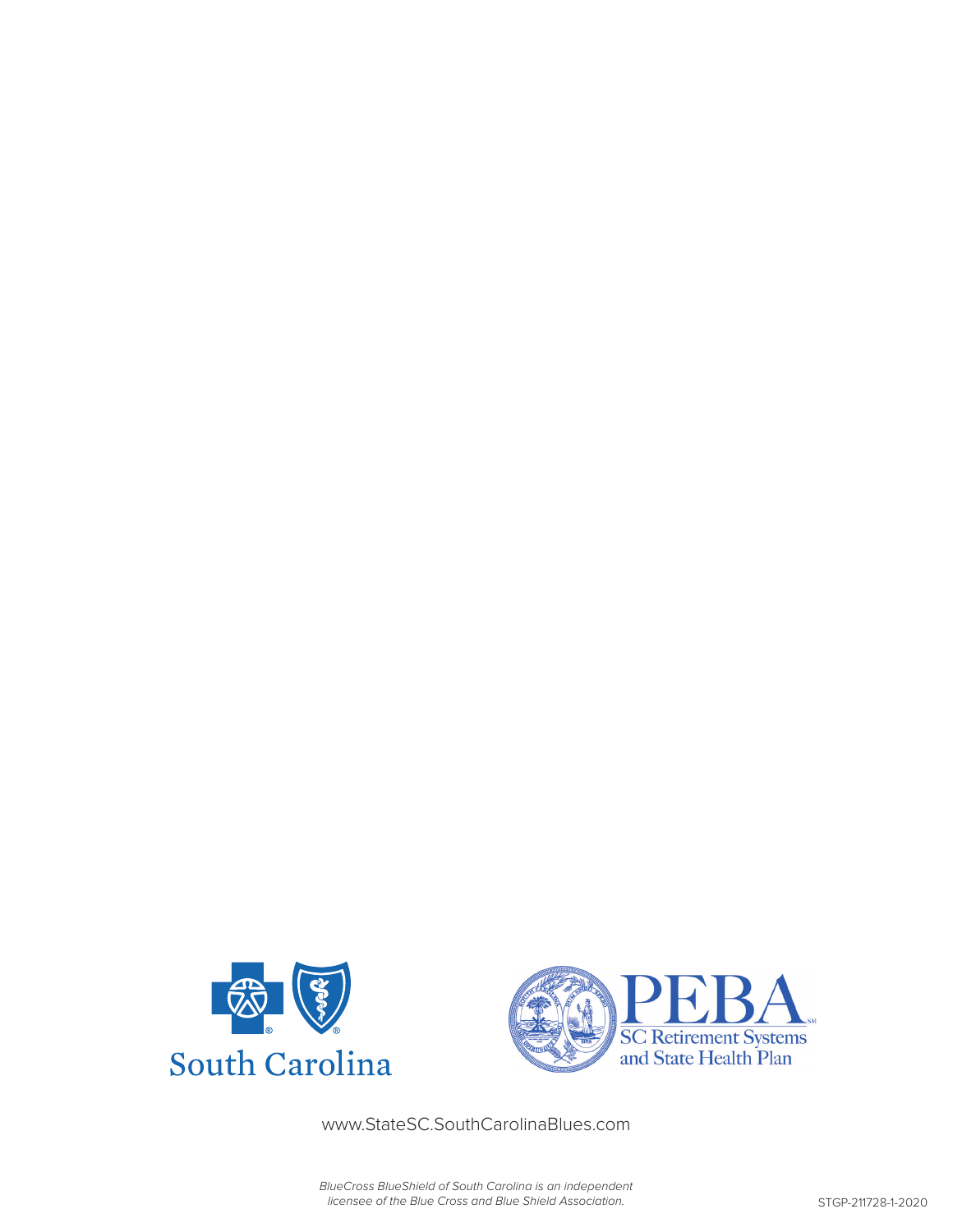South Carolina

PEBA
SC Retirement Systems
and State Health Plan

www.StateSC.SouthCarolinaBlues.com

*BlueCross BlueShield of South Carolina is an independent licensee of the Blue Cross and Blue Shield Association.*

STGP-211728-1-2020